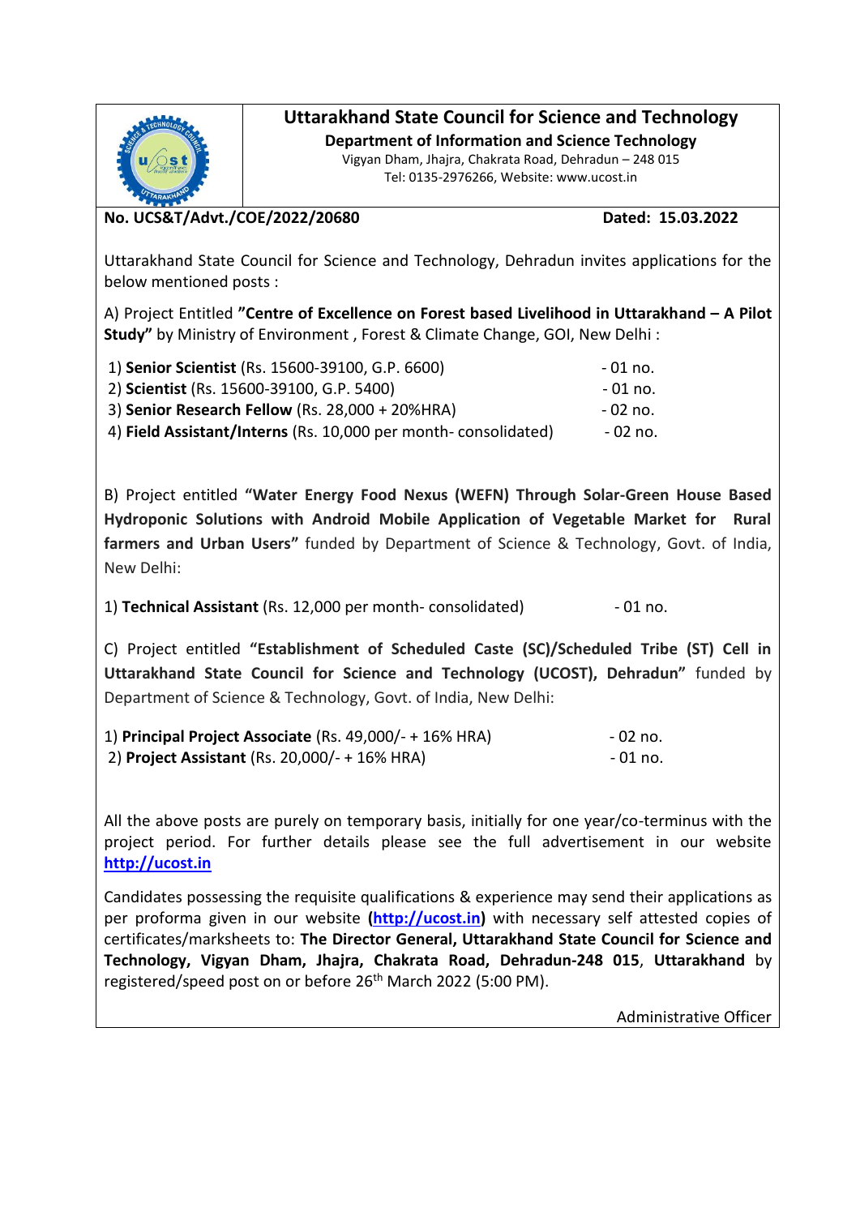# Uttarakhand State Council for Science and Technology

**Department of Information and Science Technology**

Vigyan Dham, Jhajra, Chakrata Road, Dehradun – 248 015

Tel: 0135-2976266, Website: www.ucost.in

**No. UCS&T/Advt./COE/2022/20680** **Dated: 15.03.2022**

Uttarakhand State Council for Science and Technology, Dehradun invites applications for the below mentioned posts :

A) Project Entitled **"Centre of Excellence on Forest based Livelihood in Uttarakhand – A Pilot Study"** by Ministry of Environment , Forest & Climate Change, GOI, New Delhi :

1) **Senior Scientist** (Rs. 15600-39100, G.P. 6600) - 01 no.
2) **Scientist** (Rs. 15600-39100, G.P. 5400) - 01 no.
3) **Senior Research Fellow** (Rs. 28,000 + 20%HRA) - 02 no.
4) **Field Assistant/Interns** (Rs. 10,000 per month- consolidated) - 02 no.

B) Project entitled **"Water Energy Food Nexus (WEFN) Through Solar-Green House Based Hydroponic Solutions with Android Mobile Application of Vegetable Market for Rural farmers and Urban Users"** funded by Department of Science & Technology, Govt. of India, New Delhi:

1) **Technical Assistant** (Rs. 12,000 per month- consolidated) - 01 no.

C) Project entitled **"Establishment of Scheduled Caste (SC)/Scheduled Tribe (ST) Cell in Uttarakhand State Council for Science and Technology (UCOST), Dehradun"** funded by Department of Science & Technology, Govt. of India, New Delhi:

1) **Principal Project Associate** (Rs. 49,000/- + 16% HRA) - 02 no.
2) **Project Assistant** (Rs. 20,000/- + 16% HRA) - 01 no.

All the above posts are purely on temporary basis, initially for one year/co-terminus with the project period. For further details please see the full advertisement in our website **http://ucost.in**

Candidates possessing the requisite qualifications & experience may send their applications as per proforma given in our website **(http://ucost.in)** with necessary self attested copies of certificates/marksheets to: **The Director General, Uttarakhand State Council for Science and Technology, Vigyan Dham, Jhajra, Chakrata Road, Dehradun-248 015**, **Uttarakhand** by registered/speed post on or before 26th March 2022 (5:00 PM).

Administrative Officer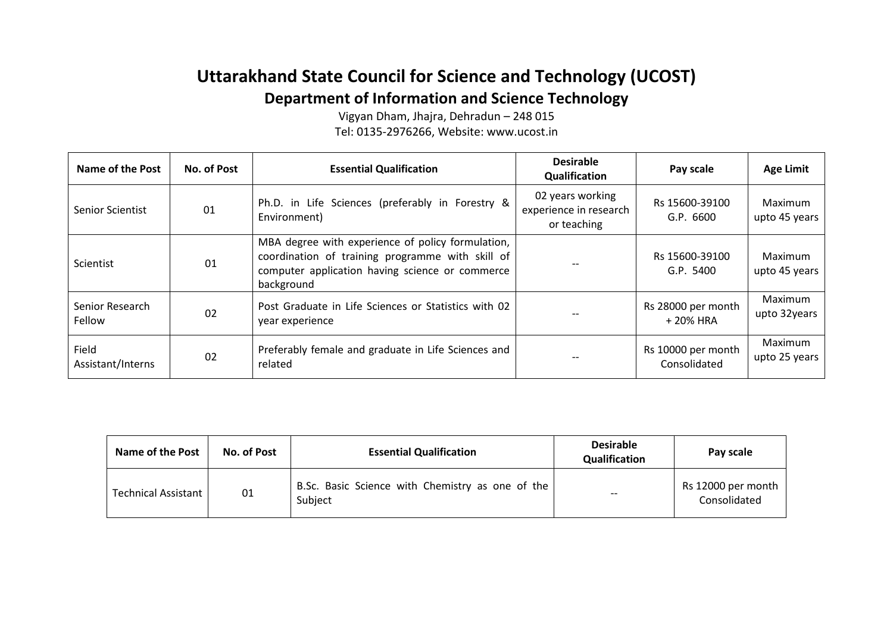# Uttarakhand State Council for Science and Technology (UCOST)

## Department of Information and Science Technology

Vigyan Dham, Jhajra, Dehradun – 248 015

Tel: 0135-2976266, Website: www.ucost.in

| Name of the Post | No. of Post | Essential Qualification | Desirable Qualification | Pay scale | Age Limit |
|---|---|---|---|---|---|
| Senior Scientist | 01 | Ph.D. in Life Sciences (preferably in Forestry & Environment) | 02 years working experience in research or teaching | Rs 15600-39100 G.P. 6600 | Maximum upto 45 years |
| Scientist | 01 | MBA degree with experience of policy formulation, coordination of training programme with skill of computer application having science or commerce background | -- | Rs 15600-39100 G.P. 5400 | Maximum upto 45 years |
| Senior Research Fellow | 02 | Post Graduate in Life Sciences or Statistics with 02 year experience | -- | Rs 28000 per month + 20% HRA | Maximum upto 32years |
| Field Assistant/Interns | 02 | Preferably female and graduate in Life Sciences and related | -- | Rs 10000 per month Consolidated | Maximum upto 25 years |

| Name of the Post | No. of Post | Essential Qualification | Desirable Qualification | Pay scale |
|---|---|---|---|---|
| Technical Assistant | 01 | B.Sc. Basic Science with Chemistry as one of the Subject | -- | Rs 12000 per month Consolidated |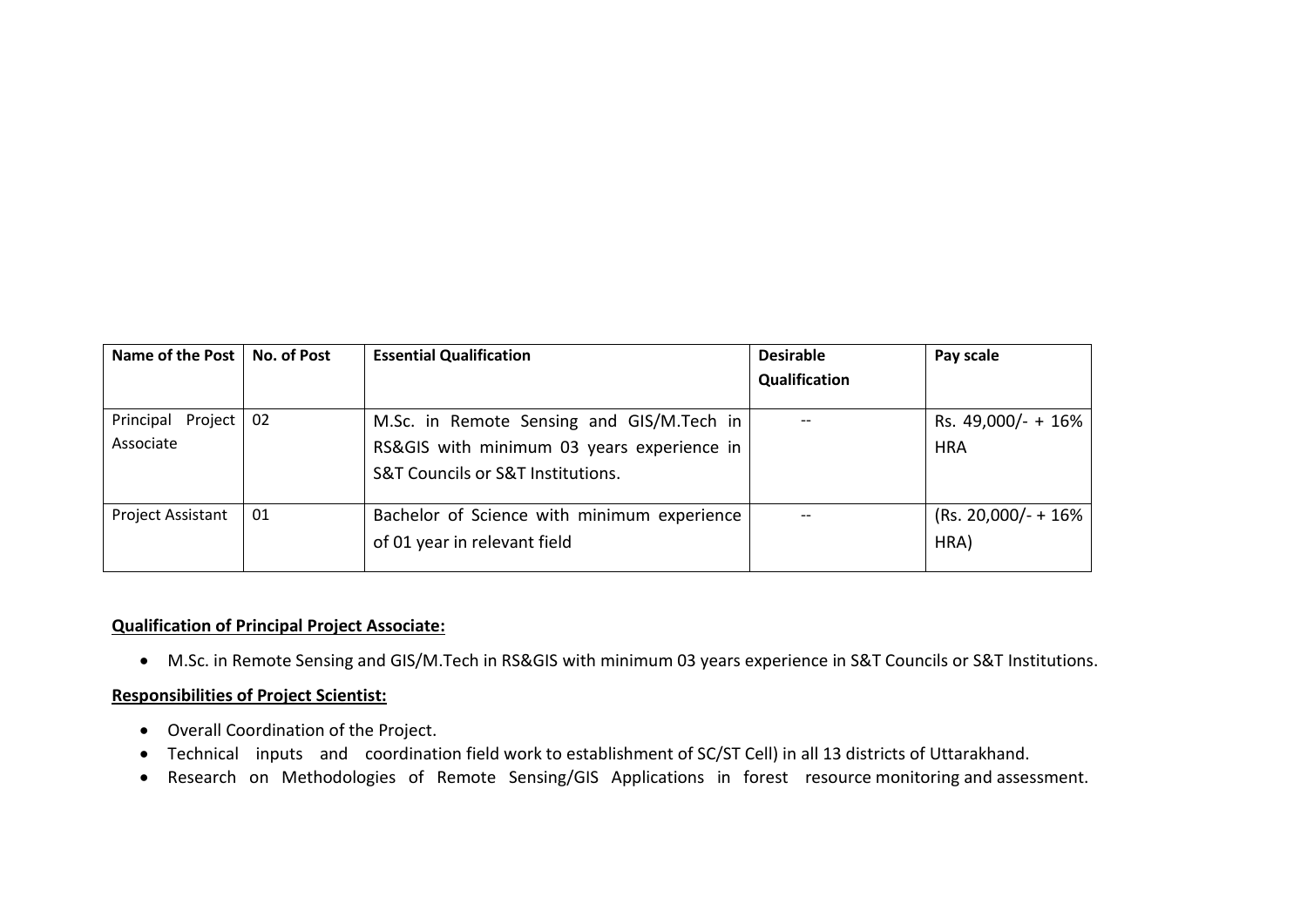| Name of the Post | No. of Post | Essential Qualification | Desirable Qualification | Pay scale |
|---|---|---|---|---|
| Principal Project Associate | 02 | M.Sc. in Remote Sensing and GIS/M.Tech in RS&GIS with minimum 03 years experience in S&T Councils or S&T Institutions. | -- | Rs. 49,000/- + 16% HRA |
| Project Assistant | 01 | Bachelor of Science with minimum experience of 01 year in relevant field | -- | (Rs. 20,000/- + 16% HRA) |

**Qualification of Principal Project Associate:**

- M.Sc. in Remote Sensing and GIS/M.Tech in RS&GIS with minimum 03 years experience in S&T Councils or S&T Institutions.

**Responsibilities of Project Scientist:**

- Overall Coordination of the Project.
- Technical inputs and coordination field work to establishment of SC/ST Cell) in all 13 districts of Uttarakhand.
- Research on Methodologies of Remote Sensing/GIS Applications in forest resource monitoring and assessment.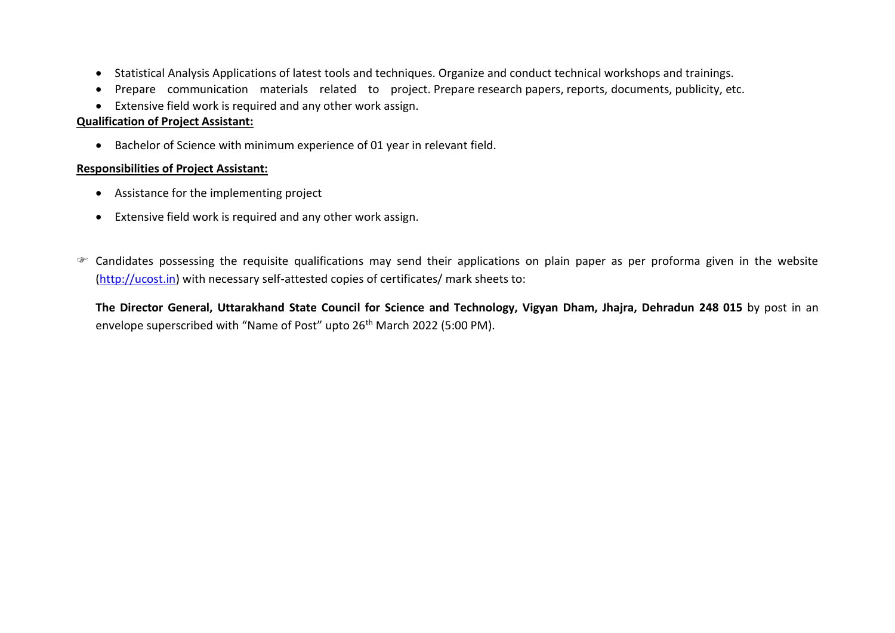- Statistical Analysis Applications of latest tools and techniques. Organize and conduct technical workshops and trainings.
- Prepare communication materials related to project. Prepare research papers, reports, documents, publicity, etc.
- Extensive field work is required and any other work assign.

**Qualification of Project Assistant:**

- Bachelor of Science with minimum experience of 01 year in relevant field.

**Responsibilities of Project Assistant:**

- Assistance for the implementing project
- Extensive field work is required and any other work assign.

☞ Candidates possessing the requisite qualifications may send their applications on plain paper as per proforma given in the website (http://ucost.in) with necessary self-attested copies of certificates/ mark sheets to:

**The Director General, Uttarakhand State Council for Science and Technology, Vigyan Dham, Jhajra, Dehradun 248 015** by post in an envelope superscribed with "Name of Post" upto 26th March 2022 (5:00 PM).